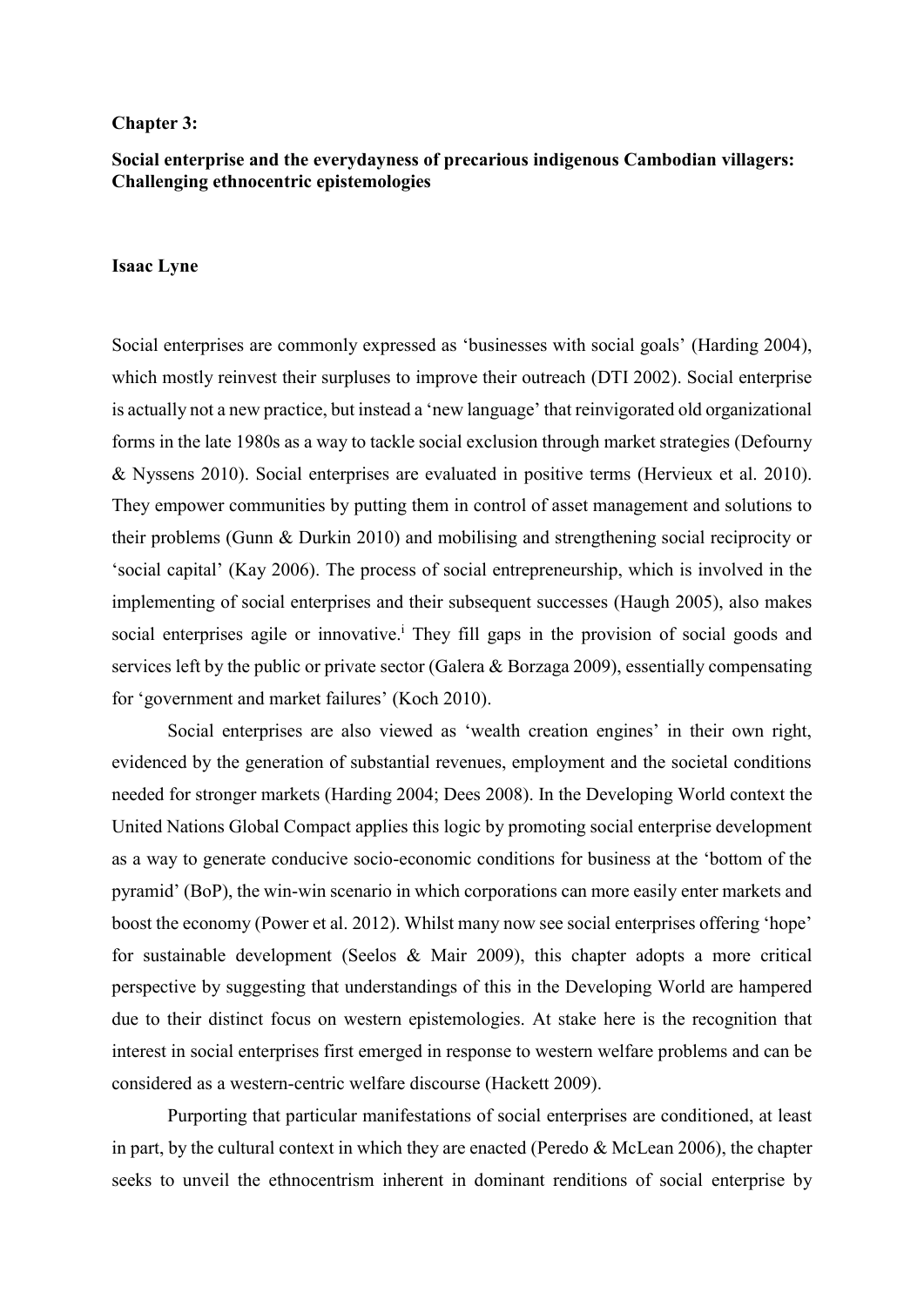**Chapter 3:**

**Social enterprise and the everydayness of precarious indigenous Cambodian villagers: Challenging ethnocentric epistemologies**

**Isaac Lyne**

Social enterprises are commonly expressed as 'businesses with social goals' (Harding 2004), which mostly reinvest their surpluses to improve their outreach (DTI 2002). Social enterprise is actually not a new practice, but instead a 'new language' that reinvigorated old organizational forms in the late 1980s as a way to tackle social exclusion through market strategies (Defourny & Nyssens 2010). Social enterprises are evaluated in positive terms (Hervieux et al. 2010). They empower communities by putting them in control of asset management and solutions to their problems (Gunn & Durkin 2010) and mobilising and strengthening social reciprocity or 'social capital' (Kay 2006). The process of social entrepreneurship, which is involved in the implementing of social enterprises and their subsequent successes (Haugh 2005), also makes social enterprises agile or innovative.[i] They fill gaps in the provision of social goods and services left by the public or private sector (Galera & Borzaga 2009), essentially compensating for 'government and market failures' (Koch 2010).

Social enterprises are also viewed as 'wealth creation engines' in their own right, evidenced by the generation of substantial revenues, employment and the societal conditions needed for stronger markets (Harding 2004; Dees 2008). In the Developing World context the United Nations Global Compact applies this logic by promoting social enterprise development as a way to generate conducive socio-economic conditions for business at the 'bottom of the pyramid' (BoP), the win-win scenario in which corporations can more easily enter markets and boost the economy (Power et al. 2012). Whilst many now see social enterprises offering 'hope' for sustainable development (Seelos & Mair 2009), this chapter adopts a more critical perspective by suggesting that understandings of this in the Developing World are hampered due to their distinct focus on western epistemologies. At stake here is the recognition that interest in social enterprises first emerged in response to western welfare problems and can be considered as a western-centric welfare discourse (Hackett 2009).

Purporting that particular manifestations of social enterprises are conditioned, at least in part, by the cultural context in which they are enacted (Peredo & McLean 2006), the chapter seeks to unveil the ethnocentrism inherent in dominant renditions of social enterprise by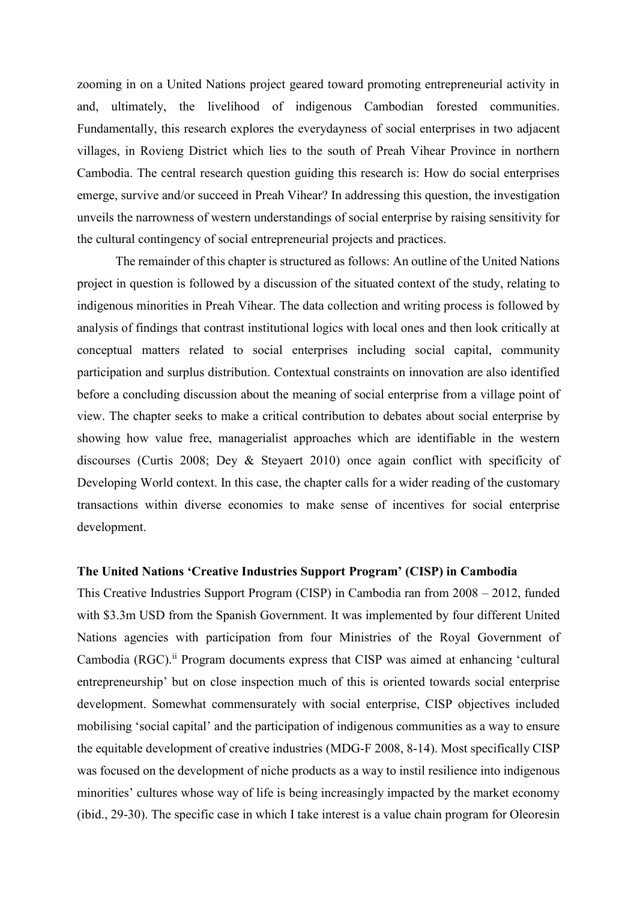zooming in on a United Nations project geared toward promoting entrepreneurial activity in and, ultimately, the livelihood of indigenous Cambodian forested communities. Fundamentally, this research explores the everydayness of social enterprises in two adjacent villages, in Rovieng District which lies to the south of Preah Vihear Province in northern Cambodia. The central research question guiding this research is: How do social enterprises emerge, survive and/or succeed in Preah Vihear? In addressing this question, the investigation unveils the narrowness of western understandings of social enterprise by raising sensitivity for the cultural contingency of social entrepreneurial projects and practices.

The remainder of this chapter is structured as follows: An outline of the United Nations project in question is followed by a discussion of the situated context of the study, relating to indigenous minorities in Preah Vihear. The data collection and writing process is followed by analysis of findings that contrast institutional logics with local ones and then look critically at conceptual matters related to social enterprises including social capital, community participation and surplus distribution. Contextual constraints on innovation are also identified before a concluding discussion about the meaning of social enterprise from a village point of view. The chapter seeks to make a critical contribution to debates about social enterprise by showing how value free, managerialist approaches which are identifiable in the western discourses (Curtis 2008; Dey & Steyaert 2010) once again conflict with specificity of Developing World context. In this case, the chapter calls for a wider reading of the customary transactions within diverse economies to make sense of incentives for social enterprise development.

## The United Nations 'Creative Industries Support Program' (CISP) in Cambodia

This Creative Industries Support Program (CISP) in Cambodia ran from 2008 – 2012, funded with $3.3m USD from the Spanish Government. It was implemented by four different United Nations agencies with participation from four Ministries of the Royal Government of Cambodia (RGC).[ii] Program documents express that CISP was aimed at enhancing 'cultural entrepreneurship' but on close inspection much of this is oriented towards social enterprise development. Somewhat commensurately with social enterprise, CISP objectives included mobilising 'social capital' and the participation of indigenous communities as a way to ensure the equitable development of creative industries (MDG-F 2008, 8-14). Most specifically CISP was focused on the development of niche products as a way to instil resilience into indigenous minorities' cultures whose way of life is being increasingly impacted by the market economy (ibid., 29-30). The specific case in which I take interest is a value chain program for Oleoresin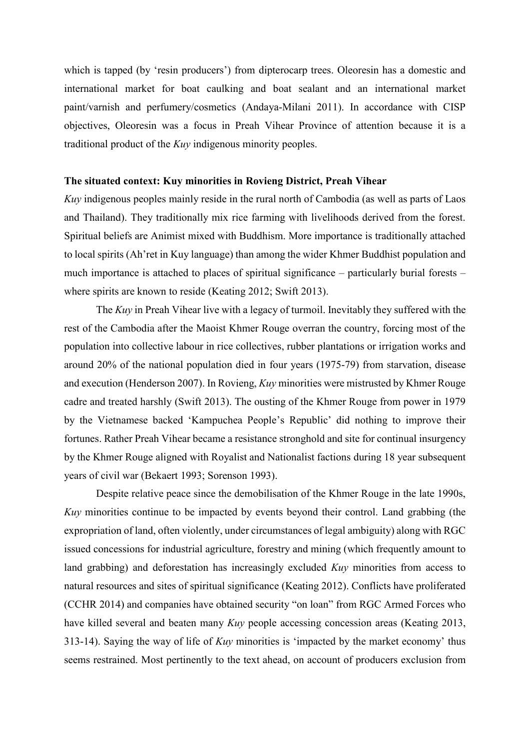which is tapped (by 'resin producers') from dipterocarp trees. Oleoresin has a domestic and international market for boat caulking and boat sealant and an international market paint/varnish and perfumery/cosmetics (Andaya-Milani 2011). In accordance with CISP objectives, Oleoresin was a focus in Preah Vihear Province of attention because it is a traditional product of the *Kuy* indigenous minority peoples.

**The situated context: Kuy minorities in Rovieng District, Preah Vihear**

*Kuy* indigenous peoples mainly reside in the rural north of Cambodia (as well as parts of Laos and Thailand). They traditionally mix rice farming with livelihoods derived from the forest. Spiritual beliefs are Animist mixed with Buddhism. More importance is traditionally attached to local spirits (Ah'ret in Kuy language) than among the wider Khmer Buddhist population and much importance is attached to places of spiritual significance – particularly burial forests – where spirits are known to reside (Keating 2012; Swift 2013).

The *Kuy* in Preah Vihear live with a legacy of turmoil. Inevitably they suffered with the rest of the Cambodia after the Maoist Khmer Rouge overran the country, forcing most of the population into collective labour in rice collectives, rubber plantations or irrigation works and around 20% of the national population died in four years (1975-79) from starvation, disease and execution (Henderson 2007). In Rovieng, *Kuy* minorities were mistrusted by Khmer Rouge cadre and treated harshly (Swift 2013). The ousting of the Khmer Rouge from power in 1979 by the Vietnamese backed 'Kampuchea People's Republic' did nothing to improve their fortunes. Rather Preah Vihear became a resistance stronghold and site for continual insurgency by the Khmer Rouge aligned with Royalist and Nationalist factions during 18 year subsequent years of civil war (Bekaert 1993; Sorenson 1993).

Despite relative peace since the demobilisation of the Khmer Rouge in the late 1990s, *Kuy* minorities continue to be impacted by events beyond their control. Land grabbing (the expropriation of land, often violently, under circumstances of legal ambiguity) along with RGC issued concessions for industrial agriculture, forestry and mining (which frequently amount to land grabbing) and deforestation has increasingly excluded *Kuy* minorities from access to natural resources and sites of spiritual significance (Keating 2012). Conflicts have proliferated (CCHR 2014) and companies have obtained security "on loan" from RGC Armed Forces who have killed several and beaten many *Kuy* people accessing concession areas (Keating 2013, 313-14). Saying the way of life of *Kuy* minorities is 'impacted by the market economy' thus seems restrained. Most pertinently to the text ahead, on account of producers exclusion from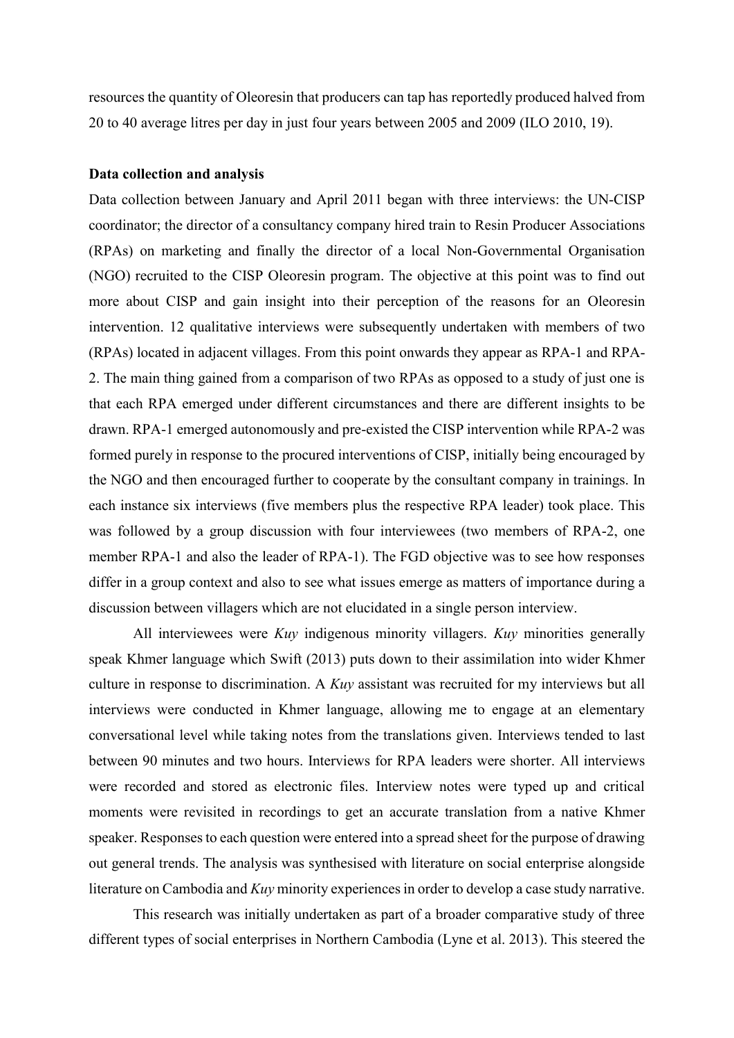resources the quantity of Oleoresin that producers can tap has reportedly produced halved from 20 to 40 average litres per day in just four years between 2005 and 2009 (ILO 2010, 19).

**Data collection and analysis**

Data collection between January and April 2011 began with three interviews: the UN-CISP coordinator; the director of a consultancy company hired train to Resin Producer Associations (RPAs) on marketing and finally the director of a local Non-Governmental Organisation (NGO) recruited to the CISP Oleoresin program. The objective at this point was to find out more about CISP and gain insight into their perception of the reasons for an Oleoresin intervention. 12 qualitative interviews were subsequently undertaken with members of two (RPAs) located in adjacent villages. From this point onwards they appear as RPA-1 and RPA-2. The main thing gained from a comparison of two RPAs as opposed to a study of just one is that each RPA emerged under different circumstances and there are different insights to be drawn. RPA-1 emerged autonomously and pre-existed the CISP intervention while RPA-2 was formed purely in response to the procured interventions of CISP, initially being encouraged by the NGO and then encouraged further to cooperate by the consultant company in trainings. In each instance six interviews (five members plus the respective RPA leader) took place. This was followed by a group discussion with four interviewees (two members of RPA-2, one member RPA-1 and also the leader of RPA-1). The FGD objective was to see how responses differ in a group context and also to see what issues emerge as matters of importance during a discussion between villagers which are not elucidated in a single person interview.

All interviewees were *Kuy* indigenous minority villagers. *Kuy* minorities generally speak Khmer language which Swift (2013) puts down to their assimilation into wider Khmer culture in response to discrimination. A *Kuy* assistant was recruited for my interviews but all interviews were conducted in Khmer language, allowing me to engage at an elementary conversational level while taking notes from the translations given. Interviews tended to last between 90 minutes and two hours. Interviews for RPA leaders were shorter. All interviews were recorded and stored as electronic files. Interview notes were typed up and critical moments were revisited in recordings to get an accurate translation from a native Khmer speaker. Responses to each question were entered into a spread sheet for the purpose of drawing out general trends. The analysis was synthesised with literature on social enterprise alongside literature on Cambodia and *Kuy* minority experiences in order to develop a case study narrative.

This research was initially undertaken as part of a broader comparative study of three different types of social enterprises in Northern Cambodia (Lyne et al. 2013). This steered the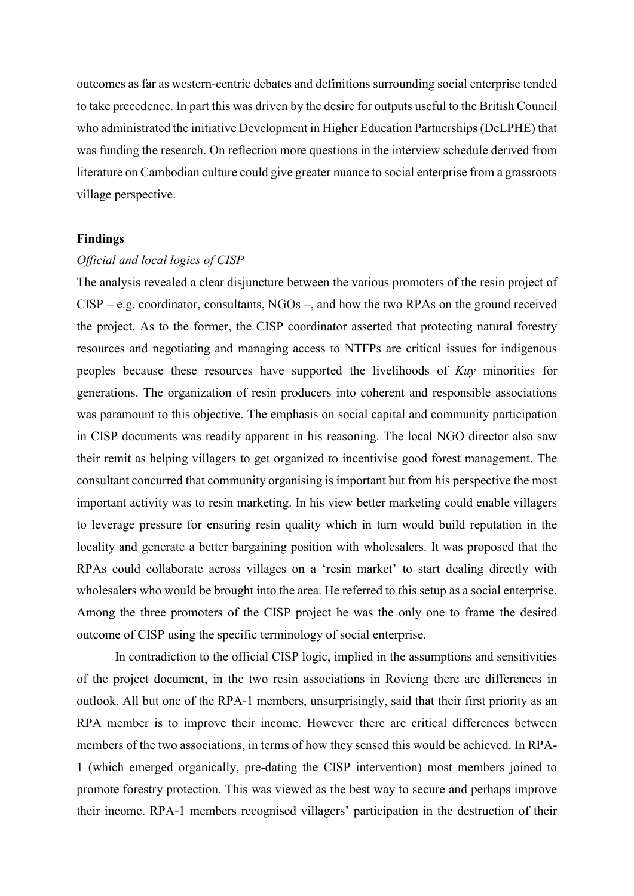outcomes as far as western-centric debates and definitions surrounding social enterprise tended to take precedence. In part this was driven by the desire for outputs useful to the British Council who administrated the initiative Development in Higher Education Partnerships (DeLPHE) that was funding the research. On reflection more questions in the interview schedule derived from literature on Cambodian culture could give greater nuance to social enterprise from a grassroots village perspective.

## Findings

### *Official and local logics of CISP*

The analysis revealed a clear disjuncture between the various promoters of the resin project of CISP – e.g. coordinator, consultants, NGOs –, and how the two RPAs on the ground received the project. As to the former, the CISP coordinator asserted that protecting natural forestry resources and negotiating and managing access to NTFPs are critical issues for indigenous peoples because these resources have supported the livelihoods of *Kuy* minorities for generations. The organization of resin producers into coherent and responsible associations was paramount to this objective. The emphasis on social capital and community participation in CISP documents was readily apparent in his reasoning. The local NGO director also saw their remit as helping villagers to get organized to incentivise good forest management. The consultant concurred that community organising is important but from his perspective the most important activity was to resin marketing. In his view better marketing could enable villagers to leverage pressure for ensuring resin quality which in turn would build reputation in the locality and generate a better bargaining position with wholesalers. It was proposed that the RPAs could collaborate across villages on a 'resin market' to start dealing directly with wholesalers who would be brought into the area. He referred to this setup as a social enterprise. Among the three promoters of the CISP project he was the only one to frame the desired outcome of CISP using the specific terminology of social enterprise.

In contradiction to the official CISP logic, implied in the assumptions and sensitivities of the project document, in the two resin associations in Rovieng there are differences in outlook. All but one of the RPA-1 members, unsurprisingly, said that their first priority as an RPA member is to improve their income. However there are critical differences between members of the two associations, in terms of how they sensed this would be achieved. In RPA-1 (which emerged organically, pre-dating the CISP intervention) most members joined to promote forestry protection. This was viewed as the best way to secure and perhaps improve their income. RPA-1 members recognised villagers' participation in the destruction of their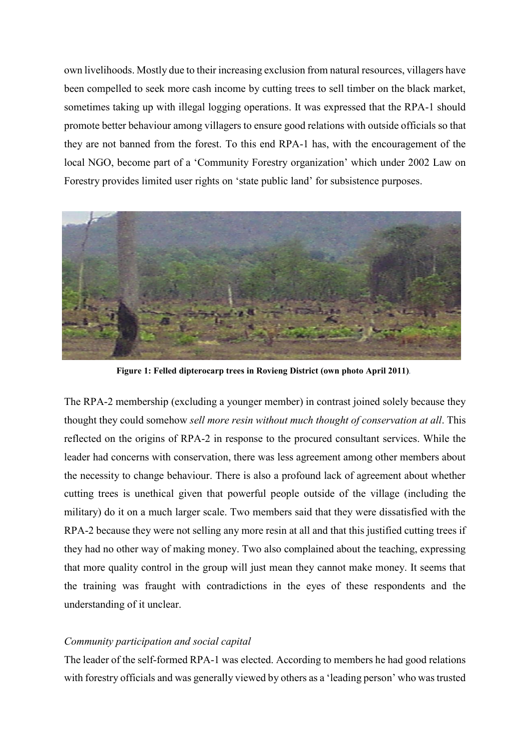own livelihoods. Mostly due to their increasing exclusion from natural resources, villagers have been compelled to seek more cash income by cutting trees to sell timber on the black market, sometimes taking up with illegal logging operations. It was expressed that the RPA-1 should promote better behaviour among villagers to ensure good relations with outside officials so that they are not banned from the forest. To this end RPA-1 has, with the encouragement of the local NGO, become part of a 'Community Forestry organization' which under 2002 Law on Forestry provides limited user rights on 'state public land' for subsistence purposes.

**Figure 1: Felled dipterocarp trees in Rovieng District (own photo April 2011)**.

The RPA-2 membership (excluding a younger member) in contrast joined solely because they thought they could somehow *sell more resin without much thought of conservation at all*. This reflected on the origins of RPA-2 in response to the procured consultant services. While the leader had concerns with conservation, there was less agreement among other members about the necessity to change behaviour. There is also a profound lack of agreement about whether cutting trees is unethical given that powerful people outside of the village (including the military) do it on a much larger scale. Two members said that they were dissatisfied with the RPA-2 because they were not selling any more resin at all and that this justified cutting trees if they had no other way of making money. Two also complained about the teaching, expressing that more quality control in the group will just mean they cannot make money. It seems that the training was fraught with contradictions in the eyes of these respondents and the understanding of it unclear.

*Community participation and social capital*

The leader of the self-formed RPA-1 was elected. According to members he had good relations with forestry officials and was generally viewed by others as a 'leading person' who was trusted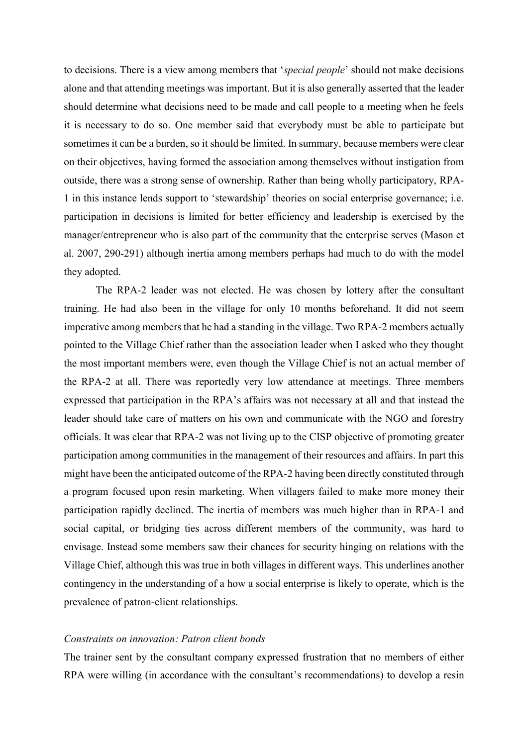to decisions. There is a view among members that '*special people*' should not make decisions alone and that attending meetings was important. But it is also generally asserted that the leader should determine what decisions need to be made and call people to a meeting when he feels it is necessary to do so. One member said that everybody must be able to participate but sometimes it can be a burden, so it should be limited. In summary, because members were clear on their objectives, having formed the association among themselves without instigation from outside, there was a strong sense of ownership. Rather than being wholly participatory, RPA-1 in this instance lends support to 'stewardship' theories on social enterprise governance; i.e. participation in decisions is limited for better efficiency and leadership is exercised by the manager/entrepreneur who is also part of the community that the enterprise serves (Mason et al. 2007, 290-291) although inertia among members perhaps had much to do with the model they adopted.

The RPA-2 leader was not elected. He was chosen by lottery after the consultant training. He had also been in the village for only 10 months beforehand. It did not seem imperative among members that he had a standing in the village. Two RPA-2 members actually pointed to the Village Chief rather than the association leader when I asked who they thought the most important members were, even though the Village Chief is not an actual member of the RPA-2 at all. There was reportedly very low attendance at meetings. Three members expressed that participation in the RPA's affairs was not necessary at all and that instead the leader should take care of matters on his own and communicate with the NGO and forestry officials. It was clear that RPA-2 was not living up to the CISP objective of promoting greater participation among communities in the management of their resources and affairs. In part this might have been the anticipated outcome of the RPA-2 having been directly constituted through a program focused upon resin marketing. When villagers failed to make more money their participation rapidly declined. The inertia of members was much higher than in RPA-1 and social capital, or bridging ties across different members of the community, was hard to envisage. Instead some members saw their chances for security hinging on relations with the Village Chief, although this was true in both villages in different ways. This underlines another contingency in the understanding of a how a social enterprise is likely to operate, which is the prevalence of patron-client relationships.

### *Constraints on innovation: Patron client bonds*

The trainer sent by the consultant company expressed frustration that no members of either RPA were willing (in accordance with the consultant's recommendations) to develop a resin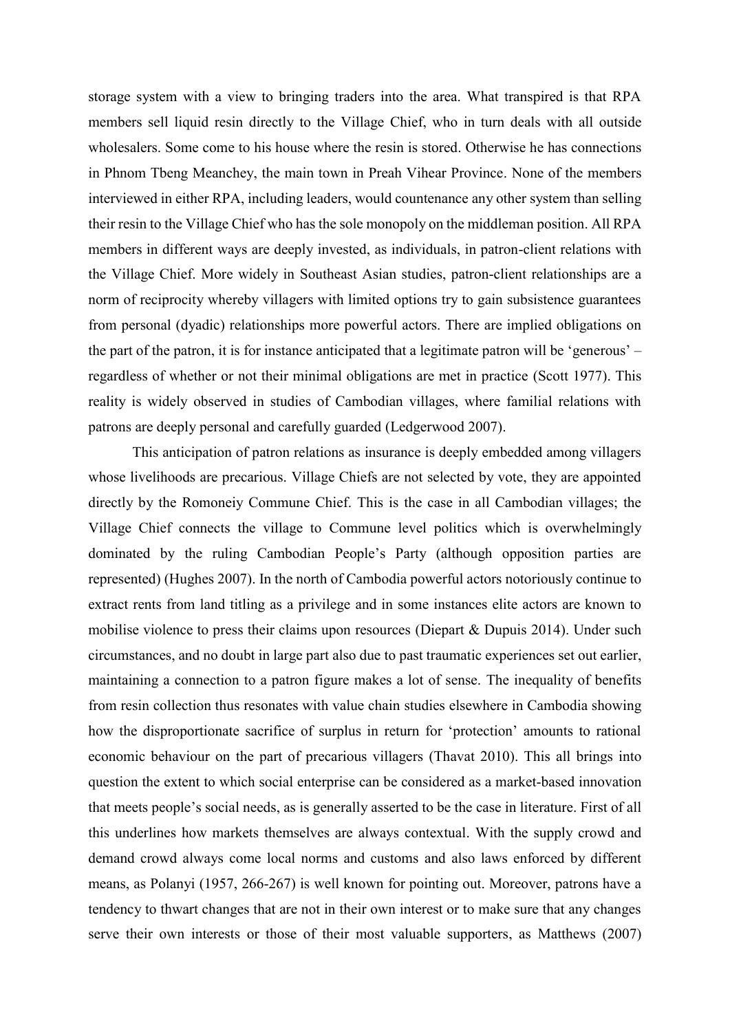storage system with a view to bringing traders into the area. What transpired is that RPA members sell liquid resin directly to the Village Chief, who in turn deals with all outside wholesalers. Some come to his house where the resin is stored. Otherwise he has connections in Phnom Tbeng Meanchey, the main town in Preah Vihear Province. None of the members interviewed in either RPA, including leaders, would countenance any other system than selling their resin to the Village Chief who has the sole monopoly on the middleman position. All RPA members in different ways are deeply invested, as individuals, in patron-client relations with the Village Chief. More widely in Southeast Asian studies, patron-client relationships are a norm of reciprocity whereby villagers with limited options try to gain subsistence guarantees from personal (dyadic) relationships more powerful actors. There are implied obligations on the part of the patron, it is for instance anticipated that a legitimate patron will be 'generous' – regardless of whether or not their minimal obligations are met in practice (Scott 1977). This reality is widely observed in studies of Cambodian villages, where familial relations with patrons are deeply personal and carefully guarded (Ledgerwood 2007).

This anticipation of patron relations as insurance is deeply embedded among villagers whose livelihoods are precarious. Village Chiefs are not selected by vote, they are appointed directly by the Romoneiy Commune Chief. This is the case in all Cambodian villages; the Village Chief connects the village to Commune level politics which is overwhelmingly dominated by the ruling Cambodian People's Party (although opposition parties are represented) (Hughes 2007). In the north of Cambodia powerful actors notoriously continue to extract rents from land titling as a privilege and in some instances elite actors are known to mobilise violence to press their claims upon resources (Diepart & Dupuis 2014). Under such circumstances, and no doubt in large part also due to past traumatic experiences set out earlier, maintaining a connection to a patron figure makes a lot of sense. The inequality of benefits from resin collection thus resonates with value chain studies elsewhere in Cambodia showing how the disproportionate sacrifice of surplus in return for 'protection' amounts to rational economic behaviour on the part of precarious villagers (Thavat 2010). This all brings into question the extent to which social enterprise can be considered as a market-based innovation that meets people's social needs, as is generally asserted to be the case in literature. First of all this underlines how markets themselves are always contextual. With the supply crowd and demand crowd always come local norms and customs and also laws enforced by different means, as Polanyi (1957, 266-267) is well known for pointing out. Moreover, patrons have a tendency to thwart changes that are not in their own interest or to make sure that any changes serve their own interests or those of their most valuable supporters, as Matthews (2007)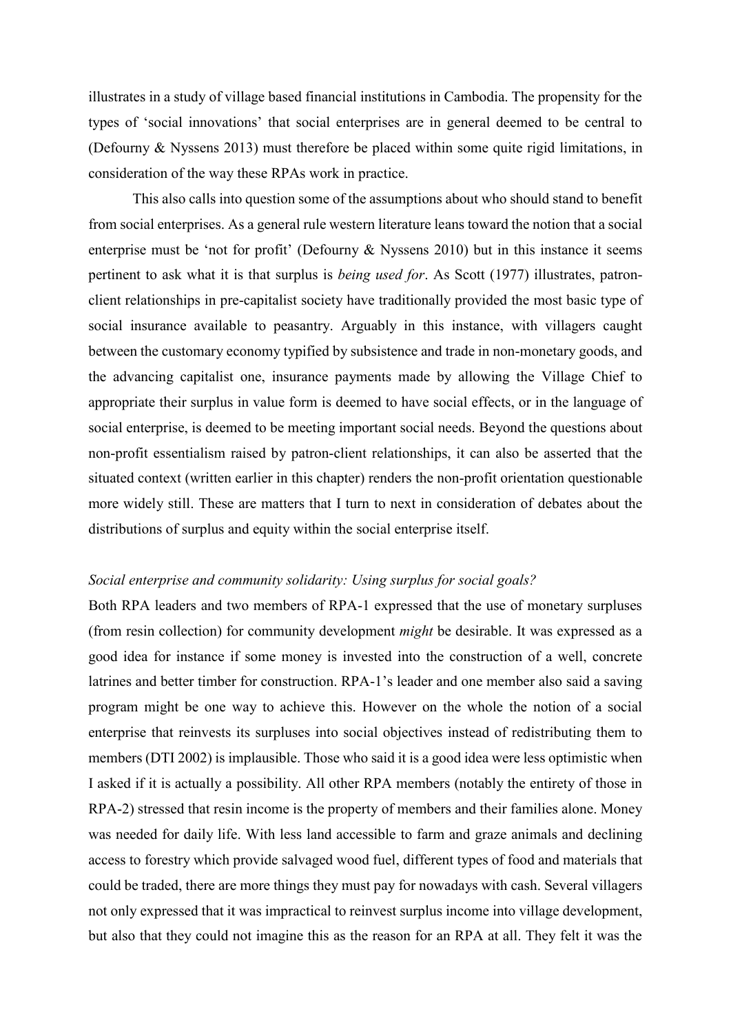illustrates in a study of village based financial institutions in Cambodia. The propensity for the types of 'social innovations' that social enterprises are in general deemed to be central to (Defourny & Nyssens 2013) must therefore be placed within some quite rigid limitations, in consideration of the way these RPAs work in practice.

This also calls into question some of the assumptions about who should stand to benefit from social enterprises. As a general rule western literature leans toward the notion that a social enterprise must be 'not for profit' (Defourny & Nyssens 2010) but in this instance it seems pertinent to ask what it is that surplus is *being used for*. As Scott (1977) illustrates, patron-client relationships in pre-capitalist society have traditionally provided the most basic type of social insurance available to peasantry. Arguably in this instance, with villagers caught between the customary economy typified by subsistence and trade in non-monetary goods, and the advancing capitalist one, insurance payments made by allowing the Village Chief to appropriate their surplus in value form is deemed to have social effects, or in the language of social enterprise, is deemed to be meeting important social needs. Beyond the questions about non-profit essentialism raised by patron-client relationships, it can also be asserted that the situated context (written earlier in this chapter) renders the non-profit orientation questionable more widely still. These are matters that I turn to next in consideration of debates about the distributions of surplus and equity within the social enterprise itself.

*Social enterprise and community solidarity: Using surplus for social goals?*

Both RPA leaders and two members of RPA-1 expressed that the use of monetary surpluses (from resin collection) for community development *might* be desirable. It was expressed as a good idea for instance if some money is invested into the construction of a well, concrete latrines and better timber for construction. RPA-1's leader and one member also said a saving program might be one way to achieve this. However on the whole the notion of a social enterprise that reinvests its surpluses into social objectives instead of redistributing them to members (DTI 2002) is implausible. Those who said it is a good idea were less optimistic when I asked if it is actually a possibility. All other RPA members (notably the entirety of those in RPA-2) stressed that resin income is the property of members and their families alone. Money was needed for daily life. With less land accessible to farm and graze animals and declining access to forestry which provide salvaged wood fuel, different types of food and materials that could be traded, there are more things they must pay for nowadays with cash. Several villagers not only expressed that it was impractical to reinvest surplus income into village development, but also that they could not imagine this as the reason for an RPA at all. They felt it was the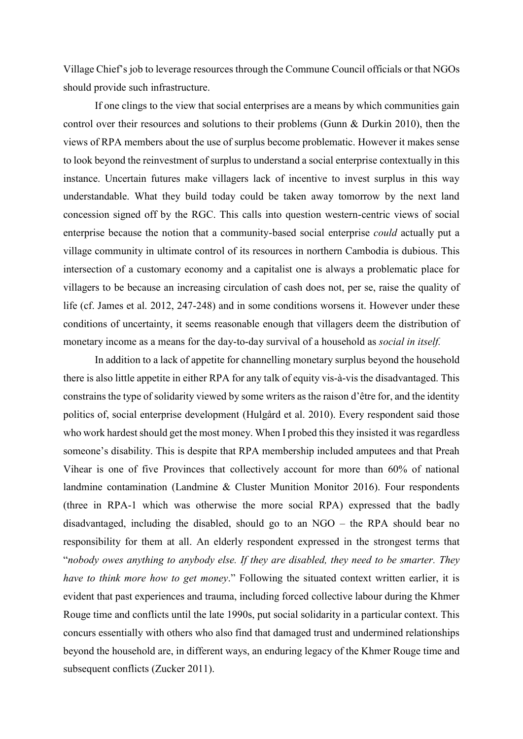Village Chief's job to leverage resources through the Commune Council officials or that NGOs should provide such infrastructure.

If one clings to the view that social enterprises are a means by which communities gain control over their resources and solutions to their problems (Gunn & Durkin 2010), then the views of RPA members about the use of surplus become problematic. However it makes sense to look beyond the reinvestment of surplus to understand a social enterprise contextually in this instance. Uncertain futures make villagers lack of incentive to invest surplus in this way understandable. What they build today could be taken away tomorrow by the next land concession signed off by the RGC. This calls into question western-centric views of social enterprise because the notion that a community-based social enterprise *could* actually put a village community in ultimate control of its resources in northern Cambodia is dubious. This intersection of a customary economy and a capitalist one is always a problematic place for villagers to be because an increasing circulation of cash does not, per se, raise the quality of life (cf. James et al. 2012, 247-248) and in some conditions worsens it. However under these conditions of uncertainty, it seems reasonable enough that villagers deem the distribution of monetary income as a means for the day-to-day survival of a household as *social in itself.*

In addition to a lack of appetite for channelling monetary surplus beyond the household there is also little appetite in either RPA for any talk of equity vis-à-vis the disadvantaged. This constrains the type of solidarity viewed by some writers as the raison d'être for, and the identity politics of, social enterprise development (Hulgård et al. 2010). Every respondent said those who work hardest should get the most money. When I probed this they insisted it was regardless someone's disability. This is despite that RPA membership included amputees and that Preah Vihear is one of five Provinces that collectively account for more than 60% of national landmine contamination (Landmine & Cluster Munition Monitor 2016). Four respondents (three in RPA-1 which was otherwise the more social RPA) expressed that the badly disadvantaged, including the disabled, should go to an NGO – the RPA should bear no responsibility for them at all. An elderly respondent expressed in the strongest terms that "*nobody owes anything to anybody else. If they are disabled, they need to be smarter. They have to think more how to get money*." Following the situated context written earlier, it is evident that past experiences and trauma, including forced collective labour during the Khmer Rouge time and conflicts until the late 1990s, put social solidarity in a particular context. This concurs essentially with others who also find that damaged trust and undermined relationships beyond the household are, in different ways, an enduring legacy of the Khmer Rouge time and subsequent conflicts (Zucker 2011).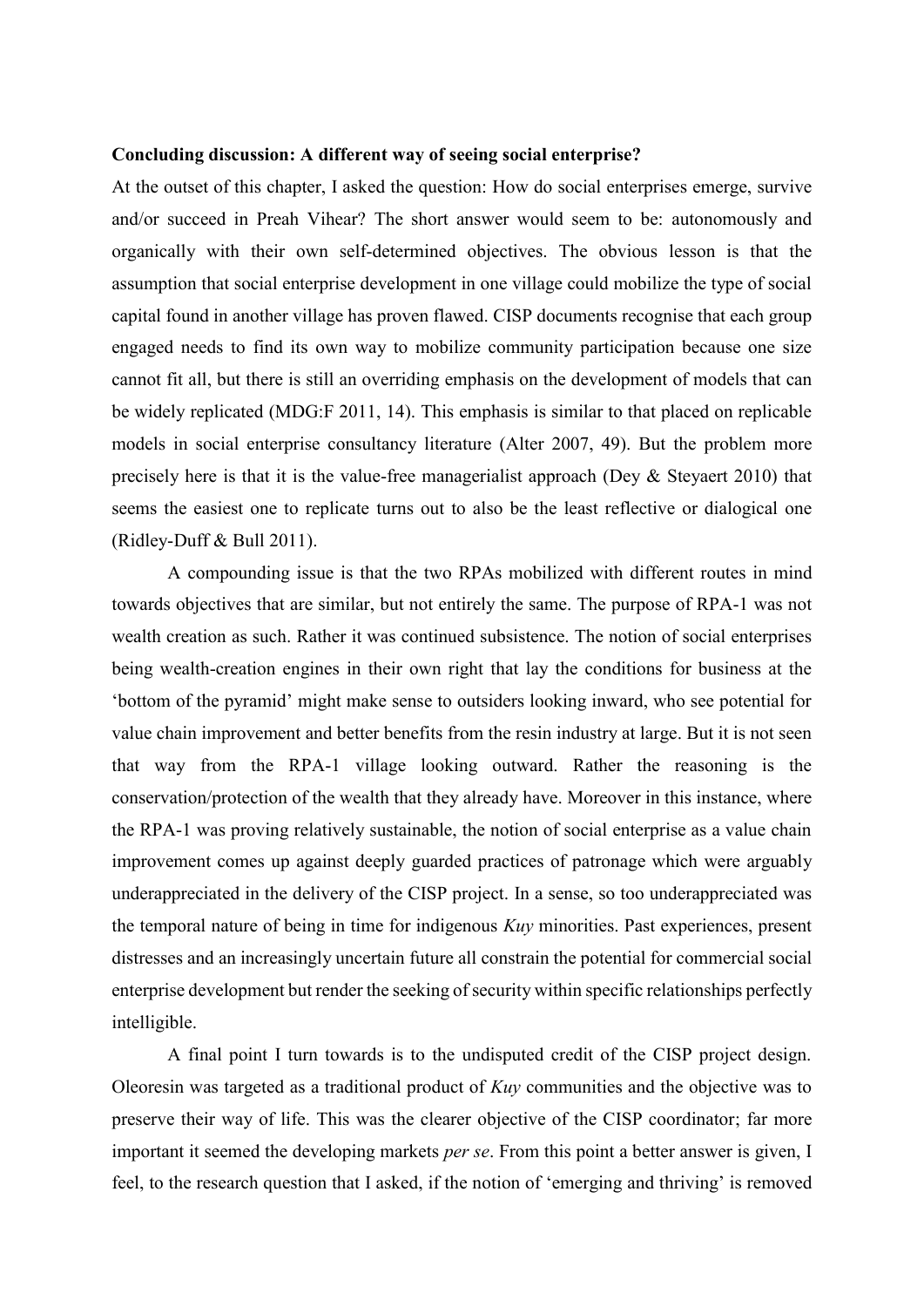**Concluding discussion: A different way of seeing social enterprise?**

At the outset of this chapter, I asked the question: How do social enterprises emerge, survive and/or succeed in Preah Vihear? The short answer would seem to be: autonomously and organically with their own self-determined objectives. The obvious lesson is that the assumption that social enterprise development in one village could mobilize the type of social capital found in another village has proven flawed. CISP documents recognise that each group engaged needs to find its own way to mobilize community participation because one size cannot fit all, but there is still an overriding emphasis on the development of models that can be widely replicated (MDG:F 2011, 14). This emphasis is similar to that placed on replicable models in social enterprise consultancy literature (Alter 2007, 49). But the problem more precisely here is that it is the value-free managerialist approach (Dey & Steyaert 2010) that seems the easiest one to replicate turns out to also be the least reflective or dialogical one (Ridley-Duff & Bull 2011).

A compounding issue is that the two RPAs mobilized with different routes in mind towards objectives that are similar, but not entirely the same. The purpose of RPA-1 was not wealth creation as such. Rather it was continued subsistence. The notion of social enterprises being wealth-creation engines in their own right that lay the conditions for business at the 'bottom of the pyramid' might make sense to outsiders looking inward, who see potential for value chain improvement and better benefits from the resin industry at large. But it is not seen that way from the RPA-1 village looking outward. Rather the reasoning is the conservation/protection of the wealth that they already have. Moreover in this instance, where the RPA-1 was proving relatively sustainable, the notion of social enterprise as a value chain improvement comes up against deeply guarded practices of patronage which were arguably underappreciated in the delivery of the CISP project. In a sense, so too underappreciated was the temporal nature of being in time for indigenous *Kuy* minorities. Past experiences, present distresses and an increasingly uncertain future all constrain the potential for commercial social enterprise development but render the seeking of security within specific relationships perfectly intelligible.

A final point I turn towards is to the undisputed credit of the CISP project design. Oleoresin was targeted as a traditional product of *Kuy* communities and the objective was to preserve their way of life. This was the clearer objective of the CISP coordinator; far more important it seemed the developing markets *per se*. From this point a better answer is given, I feel, to the research question that I asked, if the notion of 'emerging and thriving' is removed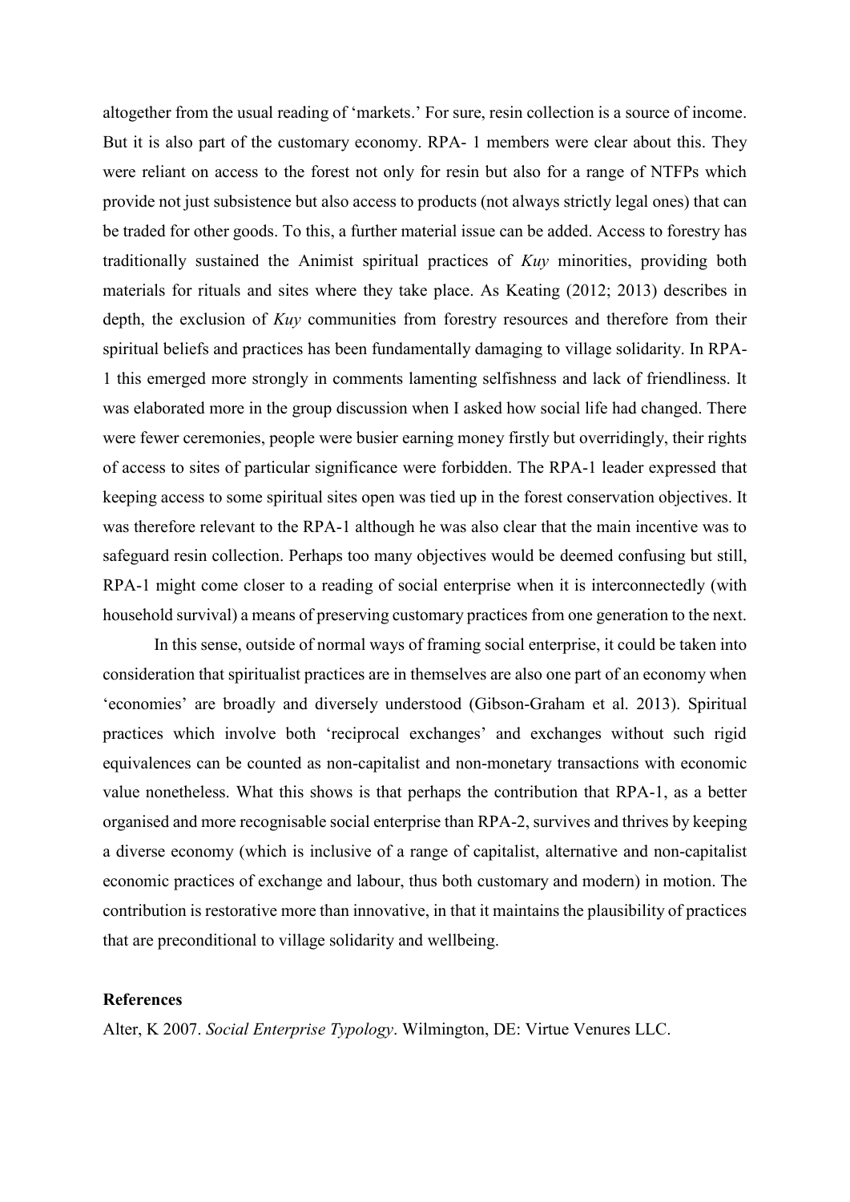altogether from the usual reading of 'markets.' For sure, resin collection is a source of income. But it is also part of the customary economy. RPA- 1 members were clear about this. They were reliant on access to the forest not only for resin but also for a range of NTFPs which provide not just subsistence but also access to products (not always strictly legal ones) that can be traded for other goods. To this, a further material issue can be added. Access to forestry has traditionally sustained the Animist spiritual practices of *Kuy* minorities, providing both materials for rituals and sites where they take place. As Keating (2012; 2013) describes in depth, the exclusion of *Kuy* communities from forestry resources and therefore from their spiritual beliefs and practices has been fundamentally damaging to village solidarity. In RPA-1 this emerged more strongly in comments lamenting selfishness and lack of friendliness. It was elaborated more in the group discussion when I asked how social life had changed. There were fewer ceremonies, people were busier earning money firstly but overridingly, their rights of access to sites of particular significance were forbidden. The RPA-1 leader expressed that keeping access to some spiritual sites open was tied up in the forest conservation objectives. It was therefore relevant to the RPA-1 although he was also clear that the main incentive was to safeguard resin collection. Perhaps too many objectives would be deemed confusing but still, RPA-1 might come closer to a reading of social enterprise when it is interconnectedly (with household survival) a means of preserving customary practices from one generation to the next.

In this sense, outside of normal ways of framing social enterprise, it could be taken into consideration that spiritualist practices are in themselves are also one part of an economy when 'economies' are broadly and diversely understood (Gibson-Graham et al. 2013). Spiritual practices which involve both 'reciprocal exchanges' and exchanges without such rigid equivalences can be counted as non-capitalist and non-monetary transactions with economic value nonetheless. What this shows is that perhaps the contribution that RPA-1, as a better organised and more recognisable social enterprise than RPA-2, survives and thrives by keeping a diverse economy (which is inclusive of a range of capitalist, alternative and non-capitalist economic practices of exchange and labour, thus both customary and modern) in motion. The contribution is restorative more than innovative, in that it maintains the plausibility of practices that are preconditional to village solidarity and wellbeing.

**References**

Alter, K 2007. *Social Enterprise Typology*. Wilmington, DE: Virtue Venures LLC.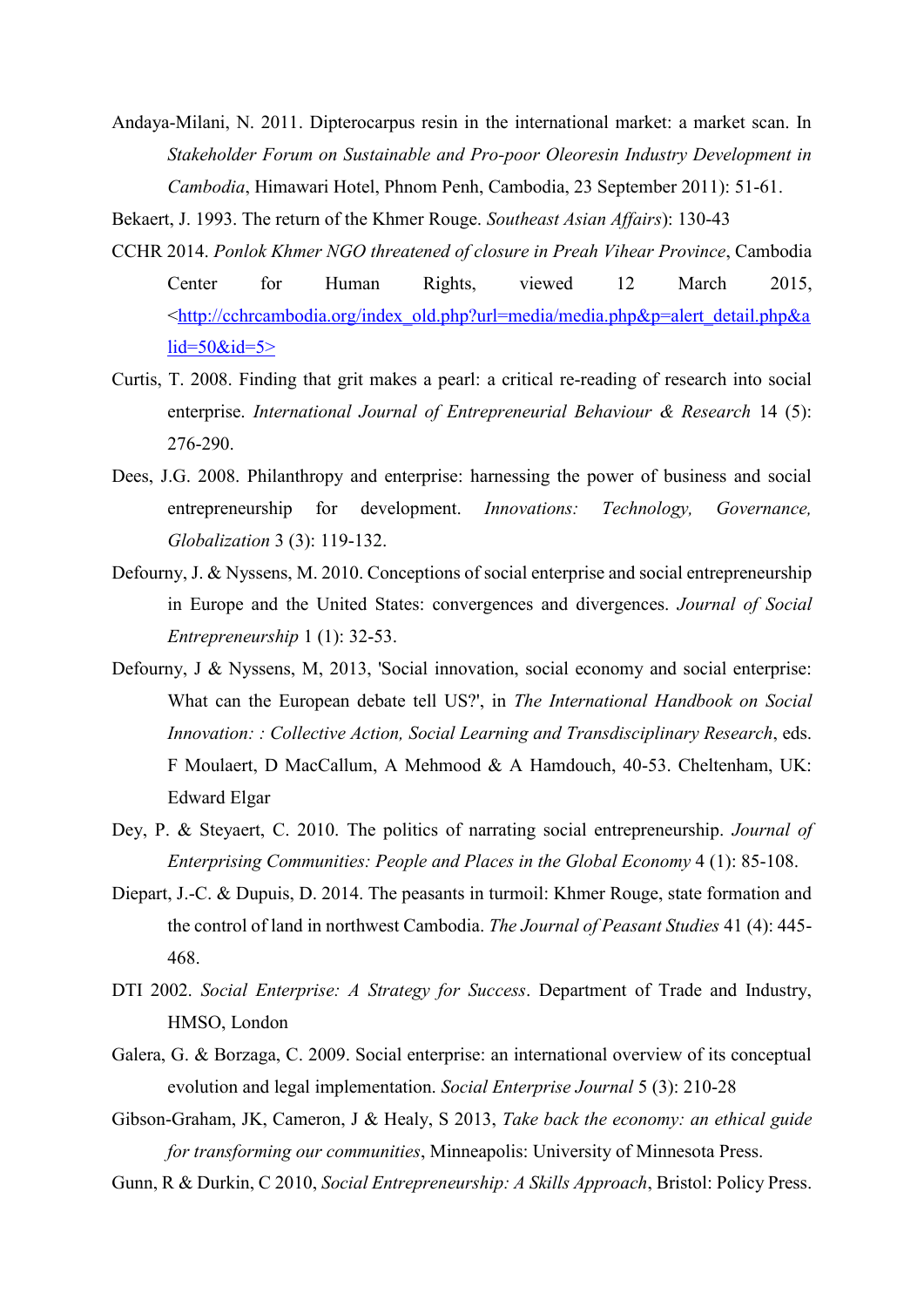Andaya-Milani, N. 2011. Dipterocarpus resin in the international market: a market scan. In *Stakeholder Forum on Sustainable and Pro-poor Oleoresin Industry Development in Cambodia*, Himawari Hotel, Phnom Penh, Cambodia, 23 September 2011): 51-61.

Bekaert, J. 1993. The return of the Khmer Rouge. *Southeast Asian Affairs*): 130-43

CCHR 2014. *Ponlok Khmer NGO threatened of closure in Preah Vihear Province*, Cambodia Center for Human Rights, viewed 12 March 2015, <http://cchrcambodia.org/index_old.php?url=media/media.php&p=alert_detail.php&alid=50&id=5>

Curtis, T. 2008. Finding that grit makes a pearl: a critical re-reading of research into social enterprise. *International Journal of Entrepreneurial Behaviour & Research* 14 (5): 276-290.

Dees, J.G. 2008. Philanthropy and enterprise: harnessing the power of business and social entrepreneurship for development. *Innovations: Technology, Governance, Globalization* 3 (3): 119-132.

Defourny, J. & Nyssens, M. 2010. Conceptions of social enterprise and social entrepreneurship in Europe and the United States: convergences and divergences. *Journal of Social Entrepreneurship* 1 (1): 32-53.

Defourny, J & Nyssens, M, 2013, 'Social innovation, social economy and social enterprise: What can the European debate tell US?', in *The International Handbook on Social Innovation: : Collective Action, Social Learning and Transdisciplinary Research*, eds. F Moulaert, D MacCallum, A Mehmood & A Hamdouch, 40-53. Cheltenham, UK: Edward Elgar

Dey, P. & Steyaert, C. 2010. The politics of narrating social entrepreneurship. *Journal of Enterprising Communities: People and Places in the Global Economy* 4 (1): 85-108.

Diepart, J.-C. & Dupuis, D. 2014. The peasants in turmoil: Khmer Rouge, state formation and the control of land in northwest Cambodia. *The Journal of Peasant Studies* 41 (4): 445-468.

DTI 2002. *Social Enterprise: A Strategy for Success*. Department of Trade and Industry, HMSO, London

Galera, G. & Borzaga, C. 2009. Social enterprise: an international overview of its conceptual evolution and legal implementation. *Social Enterprise Journal* 5 (3): 210-28

Gibson-Graham, JK, Cameron, J & Healy, S 2013, *Take back the economy: an ethical guide for transforming our communities*, Minneapolis: University of Minnesota Press.

Gunn, R & Durkin, C 2010, *Social Entrepreneurship: A Skills Approach*, Bristol: Policy Press.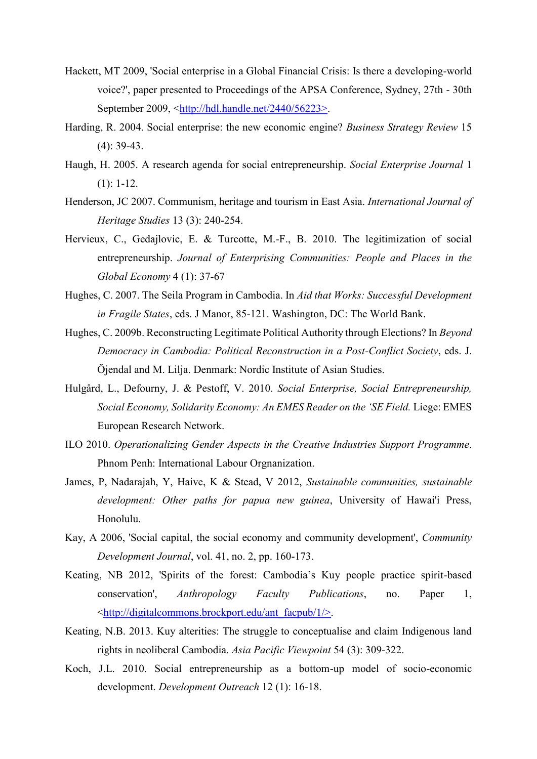Hackett, MT 2009, 'Social enterprise in a Global Financial Crisis: Is there a developing-world voice?', paper presented to Proceedings of the APSA Conference, Sydney, 27th - 30th September 2009, <http://hdl.handle.net/2440/56223>.

Harding, R. 2004. Social enterprise: the new economic engine? *Business Strategy Review* 15 (4): 39-43.

Haugh, H. 2005. A research agenda for social entrepreneurship. *Social Enterprise Journal* 1 (1): 1-12.

Henderson, JC 2007. Communism, heritage and tourism in East Asia. *International Journal of Heritage Studies* 13 (3): 240-254.

Hervieux, C., Gedajlovic, E. & Turcotte, M.-F., B. 2010. The legitimization of social entrepreneurship. *Journal of Enterprising Communities: People and Places in the Global Economy* 4 (1): 37-67

Hughes, C. 2007. The Seila Program in Cambodia. In *Aid that Works: Successful Development in Fragile States*, eds. J Manor, 85-121. Washington, DC: The World Bank.

Hughes, C. 2009b. Reconstructing Legitimate Political Authority through Elections? In *Beyond Democracy in Cambodia: Political Reconstruction in a Post-Conflict Society*, eds. J. Öjendal and M. Lilja. Denmark: Nordic Institute of Asian Studies.

Hulgård, L., Defourny, J. & Pestoff, V. 2010. *Social Enterprise, Social Entrepreneurship, Social Economy, Solidarity Economy: An EMES Reader on the 'SE Field.* Liege: EMES European Research Network.

ILO 2010. *Operationalizing Gender Aspects in the Creative Industries Support Programme*. Phnom Penh: International Labour Orgnanization.

James, P, Nadarajah, Y, Haive, K & Stead, V 2012, *Sustainable communities, sustainable development: Other paths for papua new guinea*, University of Hawai'i Press, Honolulu.

Kay, A 2006, 'Social capital, the social economy and community development', *Community Development Journal*, vol. 41, no. 2, pp. 160-173.

Keating, NB 2012, 'Spirits of the forest: Cambodia's Kuy people practice spirit-based conservation', *Anthropology Faculty Publications*, no. Paper 1, <http://digitalcommons.brockport.edu/ant_facpub/1/>.

Keating, N.B. 2013. Kuy alterities: The struggle to conceptualise and claim Indigenous land rights in neoliberal Cambodia. *Asia Pacific Viewpoint* 54 (3): 309-322.

Koch, J.L. 2010. Social entrepreneurship as a bottom-up model of socio-economic development. *Development Outreach* 12 (1): 16-18.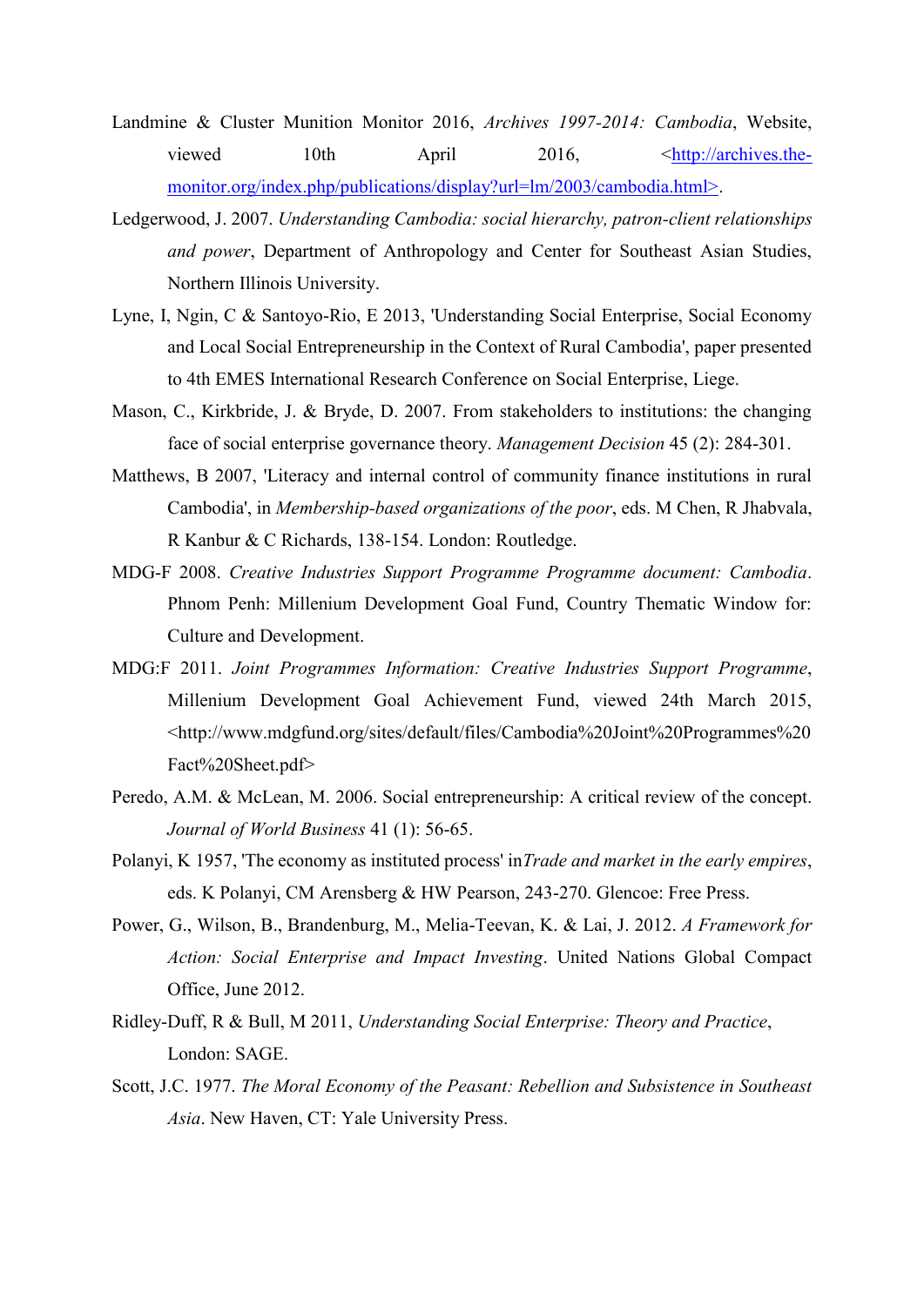Landmine & Cluster Munition Monitor 2016, *Archives 1997-2014: Cambodia*, Website, viewed 10th April 2016, <http://archives.the-monitor.org/index.php/publications/display?url=lm/2003/cambodia.html>.

Ledgerwood, J. 2007. *Understanding Cambodia: social hierarchy, patron-client relationships and power*, Department of Anthropology and Center for Southeast Asian Studies, Northern Illinois University.

Lyne, I, Ngin, C & Santoyo-Rio, E 2013, 'Understanding Social Enterprise, Social Economy and Local Social Entrepreneurship in the Context of Rural Cambodia', paper presented to 4th EMES International Research Conference on Social Enterprise, Liege.

Mason, C., Kirkbride, J. & Bryde, D. 2007. From stakeholders to institutions: the changing face of social enterprise governance theory. *Management Decision* 45 (2): 284-301.

Matthews, B 2007, 'Literacy and internal control of community finance institutions in rural Cambodia', in *Membership-based organizations of the poor*, eds. M Chen, R Jhabvala, R Kanbur & C Richards, 138-154. London: Routledge.

MDG-F 2008. *Creative Industries Support Programme Programme document: Cambodia*. Phnom Penh: Millenium Development Goal Fund, Country Thematic Window for: Culture and Development.

MDG:F 2011. *Joint Programmes Information: Creative Industries Support Programme*, Millenium Development Goal Achievement Fund, viewed 24th March 2015, <http://www.mdgfund.org/sites/default/files/Cambodia%20Joint%20Programmes%20Fact%20Sheet.pdf>

Peredo, A.M. & McLean, M. 2006. Social entrepreneurship: A critical review of the concept. *Journal of World Business* 41 (1): 56-65.

Polanyi, K 1957, 'The economy as instituted process' in*Trade and market in the early empires*, eds. K Polanyi, CM Arensberg & HW Pearson, 243-270. Glencoe: Free Press.

Power, G., Wilson, B., Brandenburg, M., Melia-Teevan, K. & Lai, J. 2012. *A Framework for Action: Social Enterprise and Impact Investing*. United Nations Global Compact Office, June 2012.

Ridley-Duff, R & Bull, M 2011, *Understanding Social Enterprise: Theory and Practice*, London: SAGE.

Scott, J.C. 1977. *The Moral Economy of the Peasant: Rebellion and Subsistence in Southeast Asia*. New Haven, CT: Yale University Press.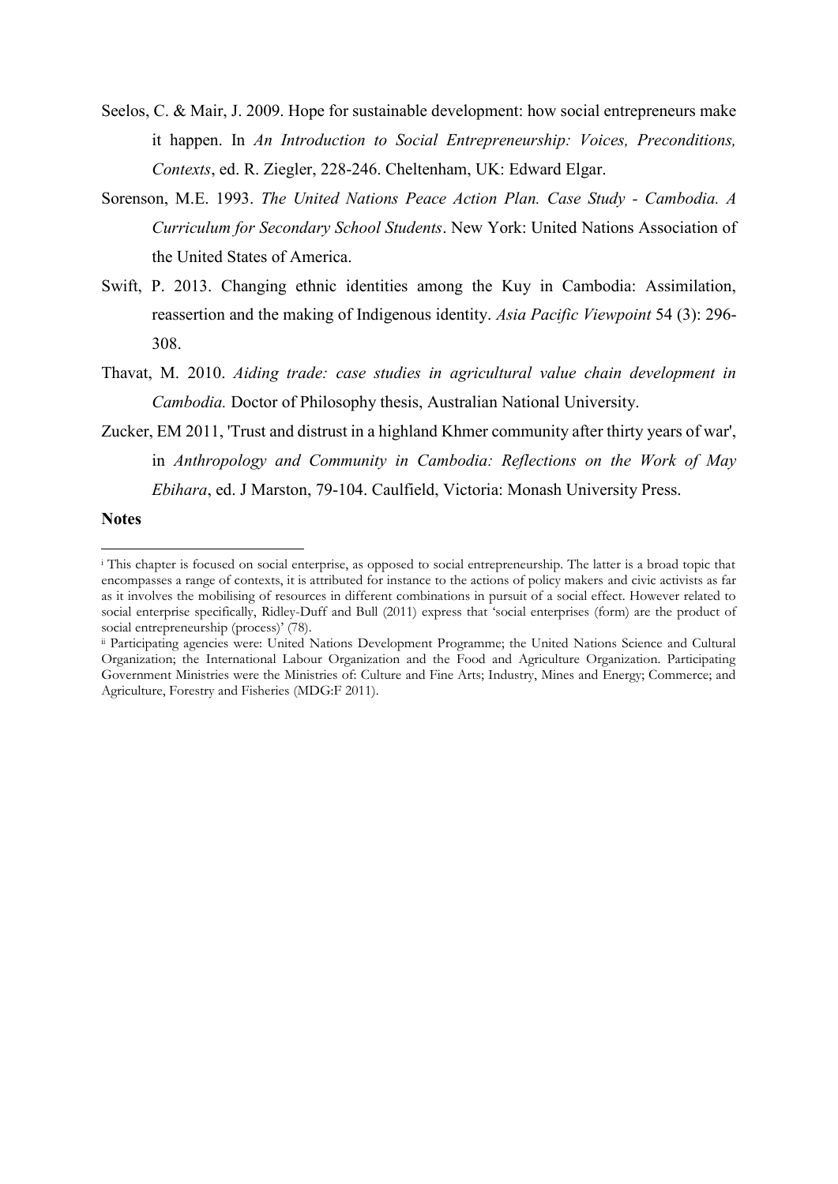Seelos, C. & Mair, J. 2009. Hope for sustainable development: how social entrepreneurs make it happen. In *An Introduction to Social Entrepreneurship: Voices, Preconditions, Contexts*, ed. R. Ziegler, 228-246. Cheltenham, UK: Edward Elgar.

Sorenson, M.E. 1993. *The United Nations Peace Action Plan. Case Study - Cambodia. A Curriculum for Secondary School Students*. New York: United Nations Association of the United States of America.

Swift, P. 2013. Changing ethnic identities among the Kuy in Cambodia: Assimilation, reassertion and the making of Indigenous identity. *Asia Pacific Viewpoint* 54 (3): 296-308.

Thavat, M. 2010. *Aiding trade: case studies in agricultural value chain development in Cambodia.* Doctor of Philosophy thesis, Australian National University.

Zucker, EM 2011, 'Trust and distrust in a highland Khmer community after thirty years of war', in *Anthropology and Community in Cambodia: Reflections on the Work of May Ebihara*, ed. J Marston, 79-104. Caulfield, Victoria: Monash University Press.

**Notes**

---

[i] This chapter is focused on social enterprise, as opposed to social entrepreneurship. The latter is a broad topic that encompasses a range of contexts, it is attributed for instance to the actions of policy makers and civic activists as far as it involves the mobilising of resources in different combinations in pursuit of a social effect. However related to social enterprise specifically, Ridley-Duff and Bull (2011) express that 'social enterprises (form) are the product of social entrepreneurship (process)' (78).

[ii] Participating agencies were: United Nations Development Programme; the United Nations Science and Cultural Organization; the International Labour Organization and the Food and Agriculture Organization. Participating Government Ministries were the Ministries of: Culture and Fine Arts; Industry, Mines and Energy; Commerce; and Agriculture, Forestry and Fisheries (MDG:F 2011).